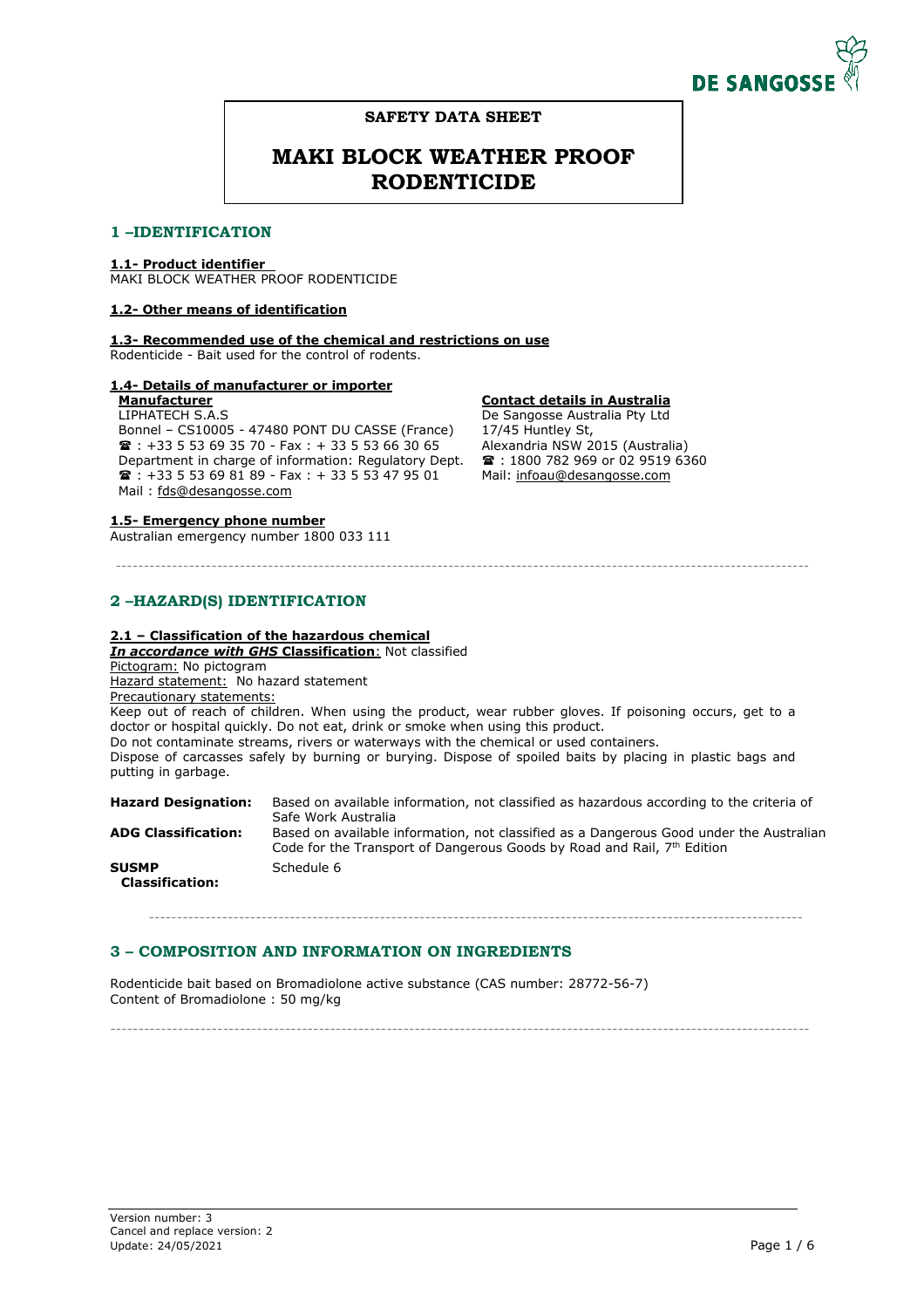**SAFETY DATA SHEET**

# MAKI BLOCK WEATHER PROOF RODENTICIDE

## 1 –IDENTIFICATION

**1.1- Product identifier**
MAKI BLOCK WEATHER PROOF RODENTICIDE

**1.2- Other means of identification**

**1.3- Recommended use of the chemical and restrictions on use**
Rodenticide - Bait used for the control of rodents.

**1.4- Details of manufacturer or importer**

**Manufacturer**
LIPHATECH S.A.S
Bonnel – CS10005 - 47480 PONT DU CASSE (France)
☎ : +33 5 53 69 35 70 - Fax : + 33 5 53 66 30 65
Department in charge of information: Regulatory Dept.
☎ : +33 5 53 69 81 89 - Fax : + 33 5 53 47 95 01
Mail : fds@desangosse.com

**Contact details in Australia**
De Sangosse Australia Pty Ltd
17/45 Huntley St,
Alexandria NSW 2015 (Australia)
☎ : 1800 782 969 or 02 9519 6360
Mail: infoau@desangosse.com

**1.5- Emergency phone number**
Australian emergency number 1800 033 111

## 2 –HAZARD(S) IDENTIFICATION

**2.1 – Classification of the hazardous chemical**
***In accordance with GHS* Classification**: Not classified
Pictogram: No pictogram
Hazard statement: No hazard statement
Precautionary statements:
Keep out of reach of children. When using the product, wear rubber gloves. If poisoning occurs, get to a doctor or hospital quickly. Do not eat, drink or smoke when using this product.
Do not contaminate streams, rivers or waterways with the chemical or used containers.
Dispose of carcasses safely by burning or burying. Dispose of spoiled baits by placing in plastic bags and putting in garbage.

| | |
|---|---|
| **Hazard Designation:** | Based on available information, not classified as hazardous according to the criteria of Safe Work Australia |
| **ADG Classification:** | Based on available information, not classified as a Dangerous Good under the Australian Code for the Transport of Dangerous Goods by Road and Rail, 7th Edition |
| **SUSMP Classification:** | Schedule 6 |

## 3 – COMPOSITION AND INFORMATION ON INGREDIENTS

Rodenticide bait based on Bromadiolone active substance (CAS number: 28772-56-7)
Content of Bromadiolone : 50 mg/kg

Version number: 3
Cancel and replace version: 2
Update: 24/05/2021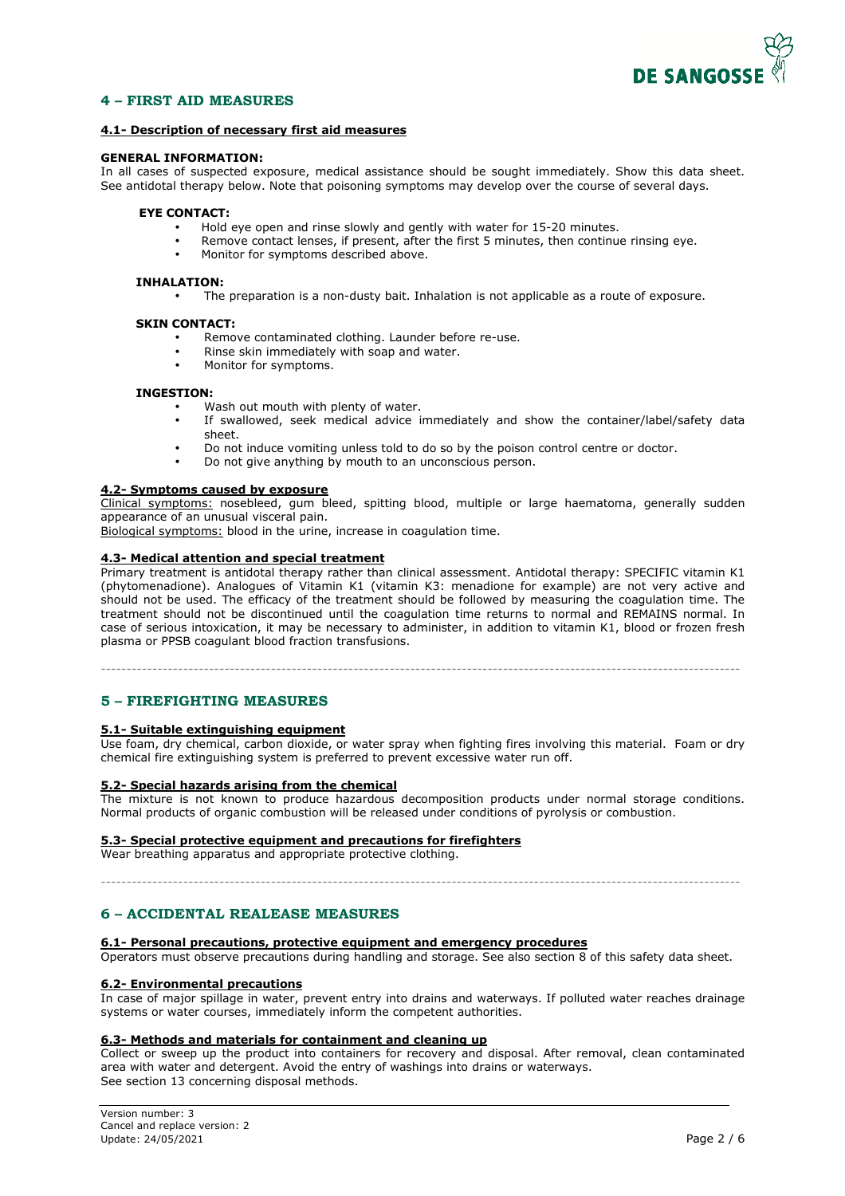## 4 – FIRST AID MEASURES

### 4.1- Description of necessary first aid measures

**GENERAL INFORMATION:**
In all cases of suspected exposure, medical assistance should be sought immediately. Show this data sheet. See antidotal therapy below. Note that poisoning symptoms may develop over the course of several days.

**EYE CONTACT:**

- Hold eye open and rinse slowly and gently with water for 15-20 minutes.
- Remove contact lenses, if present, after the first 5 minutes, then continue rinsing eye.
- Monitor for symptoms described above.

**INHALATION:**

- The preparation is a non-dusty bait. Inhalation is not applicable as a route of exposure.

**SKIN CONTACT:**

- Remove contaminated clothing. Launder before re-use.
- Rinse skin immediately with soap and water.
- Monitor for symptoms.

**INGESTION:**

- Wash out mouth with plenty of water.
- If swallowed, seek medical advice immediately and show the container/label/safety data sheet.
- Do not induce vomiting unless told to do so by the poison control centre or doctor.
- Do not give anything by mouth to an unconscious person.

### 4.2- Symptoms caused by exposure

Clinical symptoms: nosebleed, gum bleed, spitting blood, multiple or large haematoma, generally sudden appearance of an unusual visceral pain.
Biological symptoms: blood in the urine, increase in coagulation time.

### 4.3- Medical attention and special treatment

Primary treatment is antidotal therapy rather than clinical assessment. Antidotal therapy: SPECIFIC vitamin K1 (phytomenadione). Analogues of Vitamin K1 (vitamin K3: menadione for example) are not very active and should not be used. The efficacy of the treatment should be followed by measuring the coagulation time. The treatment should not be discontinued until the coagulation time returns to normal and REMAINS normal. In case of serious intoxication, it may be necessary to administer, in addition to vitamin K1, blood or frozen fresh plasma or PPSB coagulant blood fraction transfusions.

---

## 5 – FIREFIGHTING MEASURES

### 5.1- Suitable extinguishing equipment

Use foam, dry chemical, carbon dioxide, or water spray when fighting fires involving this material. Foam or dry chemical fire extinguishing system is preferred to prevent excessive water run off.

### 5.2- Special hazards arising from the chemical

The mixture is not known to produce hazardous decomposition products under normal storage conditions. Normal products of organic combustion will be released under conditions of pyrolysis or combustion.

### 5.3- Special protective equipment and precautions for firefighters

Wear breathing apparatus and appropriate protective clothing.

---

## 6 – ACCIDENTAL REALEASE MEASURES

### 6.1- Personal precautions, protective equipment and emergency procedures

Operators must observe precautions during handling and storage. See also section 8 of this safety data sheet.

### 6.2- Environmental precautions

In case of major spillage in water, prevent entry into drains and waterways. If polluted water reaches drainage systems or water courses, immediately inform the competent authorities.

### 6.3- Methods and materials for containment and cleaning up

Collect or sweep up the product into containers for recovery and disposal. After removal, clean contaminated area with water and detergent. Avoid the entry of washings into drains or waterways.
See section 13 concerning disposal methods.

Version number: 3
Cancel and replace version: 2
Update: 24/05/2021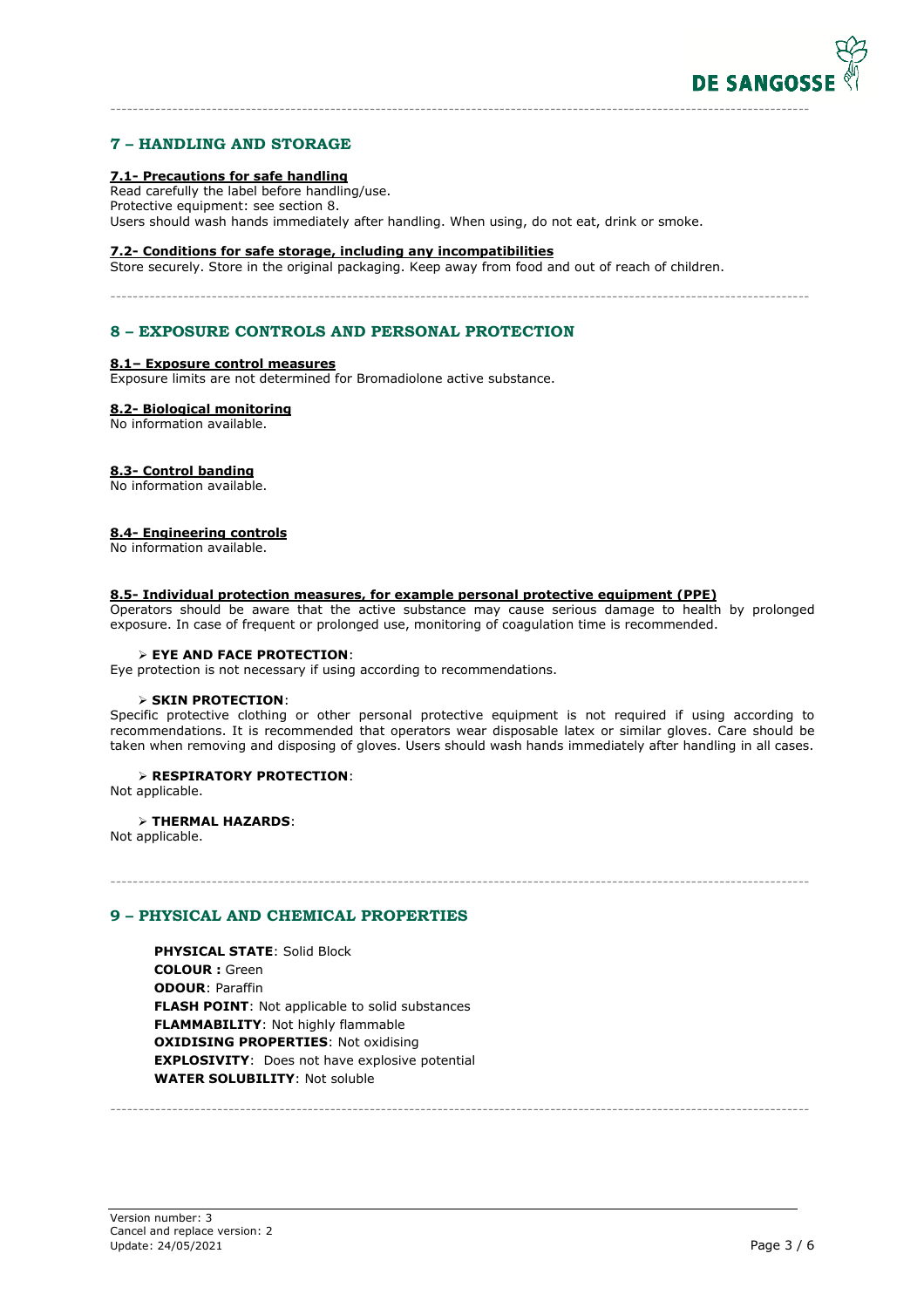## 7 – HANDLING AND STORAGE

### 7.1- Precautions for safe handling

Read carefully the label before handling/use.
Protective equipment: see section 8.
Users should wash hands immediately after handling. When using, do not eat, drink or smoke.

### 7.2- Conditions for safe storage, including any incompatibilities

Store securely. Store in the original packaging. Keep away from food and out of reach of children.

## 8 – EXPOSURE CONTROLS AND PERSONAL PROTECTION

### 8.1– Exposure control measures

Exposure limits are not determined for Bromadiolone active substance.

### 8.2- Biological monitoring

No information available.

### 8.3- Control banding

No information available.

### 8.4- Engineering controls

No information available.

### 8.5- Individual protection measures, for example personal protective equipment (PPE)

Operators should be aware that the active substance may cause serious damage to health by prolonged exposure. In case of frequent or prolonged use, monitoring of coagulation time is recommended.

- **EYE AND FACE PROTECTION**:

Eye protection is not necessary if using according to recommendations.

- **SKIN PROTECTION**:

Specific protective clothing or other personal protective equipment is not required if using according to recommendations. It is recommended that operators wear disposable latex or similar gloves. Care should be taken when removing and disposing of gloves. Users should wash hands immediately after handling in all cases.

- **RESPIRATORY PROTECTION**:

Not applicable.

- **THERMAL HAZARDS**:

Not applicable.

## 9 – PHYSICAL AND CHEMICAL PROPERTIES

**PHYSICAL STATE**: Solid Block
**COLOUR :** Green
**ODOUR**: Paraffin
**FLASH POINT**: Not applicable to solid substances
**FLAMMABILITY**: Not highly flammable
**OXIDISING PROPERTIES**: Not oxidising
**EXPLOSIVITY**: Does not have explosive potential
**WATER SOLUBILITY**: Not soluble

Version number: 3
Cancel and replace version: 2
Update: 24/05/2021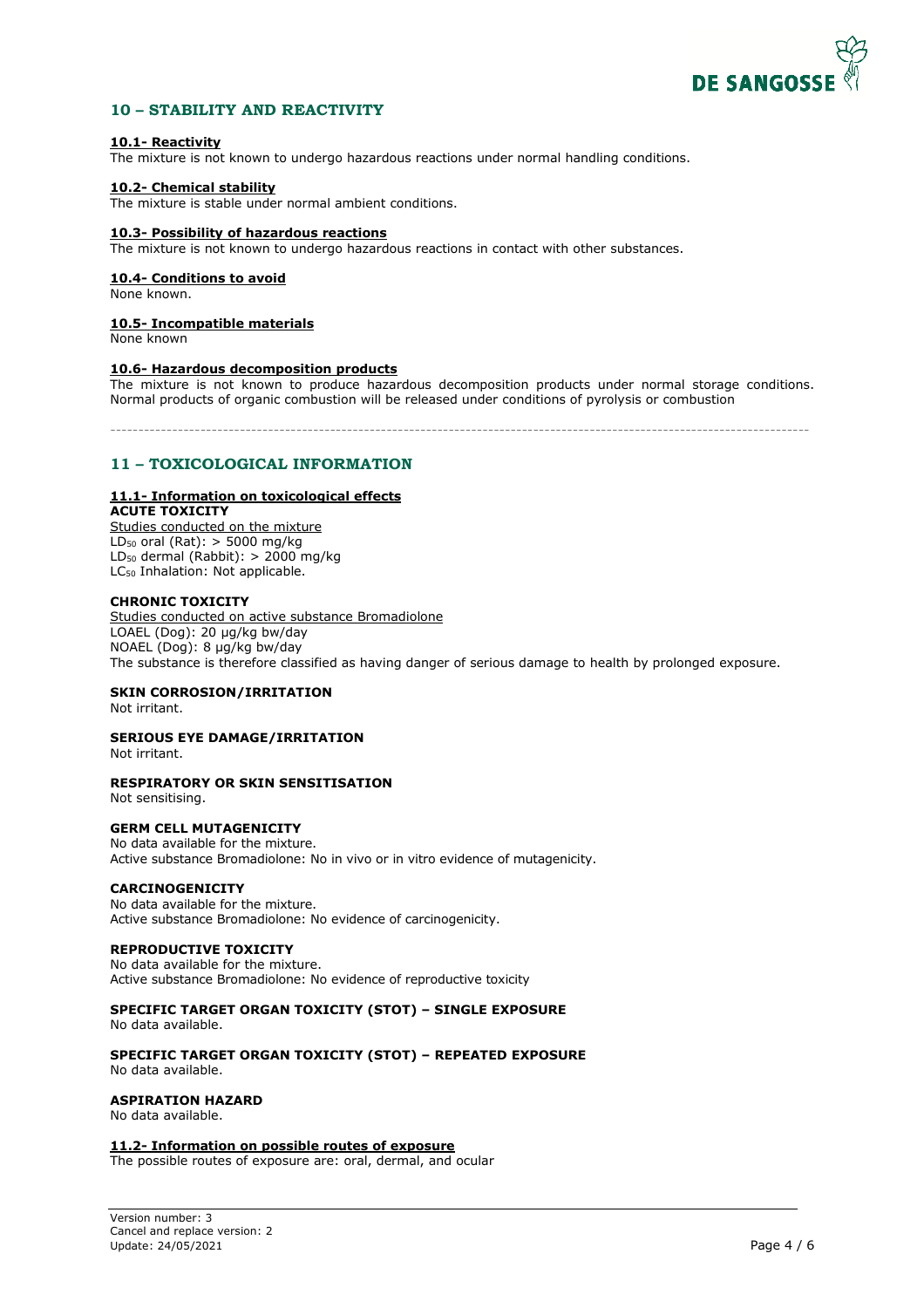## 10 – STABILITY AND REACTIVITY

### 10.1- Reactivity

The mixture is not known to undergo hazardous reactions under normal handling conditions.

### 10.2- Chemical stability

The mixture is stable under normal ambient conditions.

### 10.3- Possibility of hazardous reactions

The mixture is not known to undergo hazardous reactions in contact with other substances.

### 10.4- Conditions to avoid

None known.

### 10.5- Incompatible materials

None known

### 10.6- Hazardous decomposition products

The mixture is not known to produce hazardous decomposition products under normal storage conditions. Normal products of organic combustion will be released under conditions of pyrolysis or combustion

---

## 11 – TOXICOLOGICAL INFORMATION

### 11.1- Information on toxicological effects

**ACUTE TOXICITY**

Studies conducted on the mixture

$LD_{50}$ oral (Rat): > 5000 mg/kg
$LD_{50}$ dermal (Rabbit): > 2000 mg/kg
$LC_{50}$ Inhalation: Not applicable.

**CHRONIC TOXICITY**

Studies conducted on active substance Bromadiolone

LOAEL (Dog): 20 µg/kg bw/day
NOAEL (Dog): 8 µg/kg bw/day
The substance is therefore classified as having danger of serious damage to health by prolonged exposure.

**SKIN CORROSION/IRRITATION**

Not irritant.

**SERIOUS EYE DAMAGE/IRRITATION**

Not irritant.

**RESPIRATORY OR SKIN SENSITISATION**

Not sensitising.

**GERM CELL MUTAGENICITY**

No data available for the mixture.
Active substance Bromadiolone: No in vivo or in vitro evidence of mutagenicity.

**CARCINOGENICITY**

No data available for the mixture.
Active substance Bromadiolone: No evidence of carcinogenicity.

**REPRODUCTIVE TOXICITY**

No data available for the mixture.
Active substance Bromadiolone: No evidence of reproductive toxicity

**SPECIFIC TARGET ORGAN TOXICITY (STOT) – SINGLE EXPOSURE**

No data available.

**SPECIFIC TARGET ORGAN TOXICITY (STOT) – REPEATED EXPOSURE**

No data available.

**ASPIRATION HAZARD**

No data available.

### 11.2- Information on possible routes of exposure

The possible routes of exposure are: oral, dermal, and ocular

Version number: 3
Cancel and replace version: 2
Update: 24/05/2021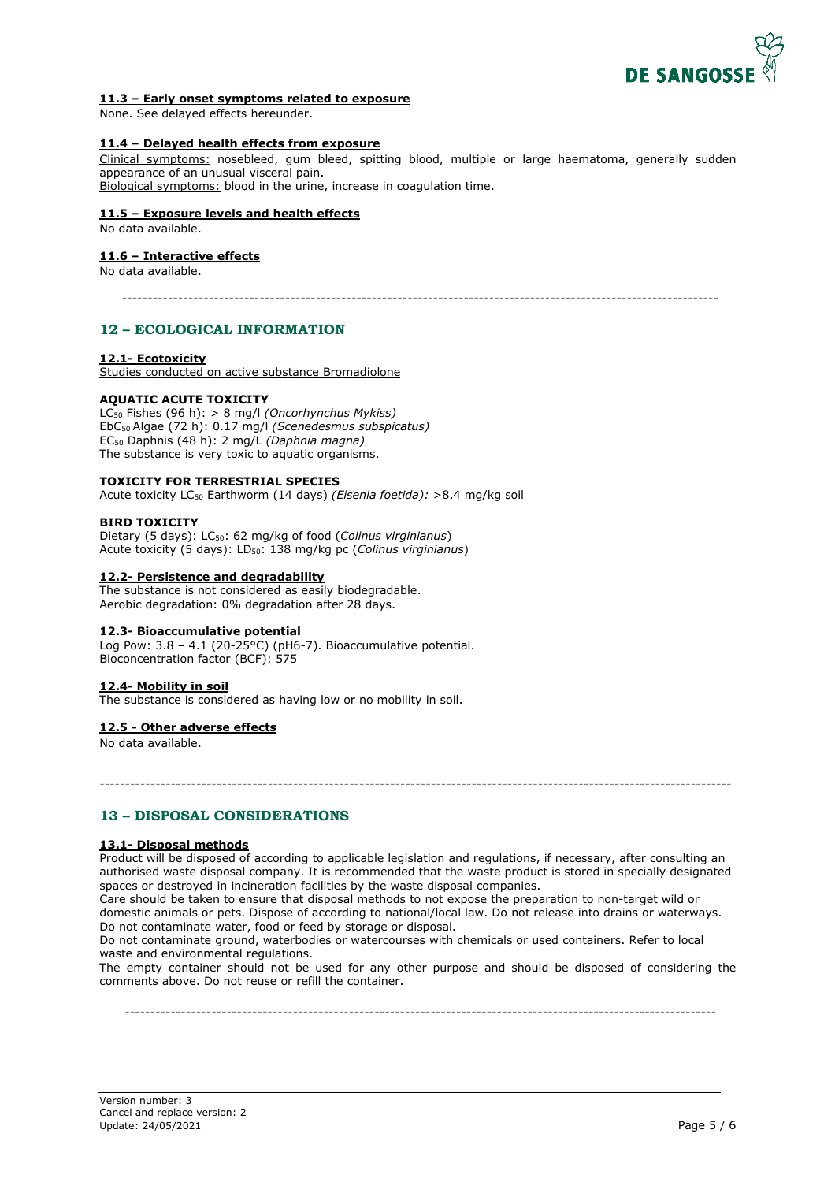### 11.3 – Early onset symptoms related to exposure

None. See delayed effects hereunder.

### 11.4 – Delayed health effects from exposure

Clinical symptoms: nosebleed, gum bleed, spitting blood, multiple or large haematoma, generally sudden appearance of an unusual visceral pain.
Biological symptoms: blood in the urine, increase in coagulation time.

### 11.5 – Exposure levels and health effects

No data available.

### 11.6 – Interactive effects

No data available.

## 12 – ECOLOGICAL INFORMATION

### 12.1- Ecotoxicity

Studies conducted on active substance Bromadiolone

**AQUATIC ACUTE TOXICITY**

$LC_{50}$ Fishes (96 h): > 8 mg/l *(Oncorhynchus Mykiss)*
$EbC_{50}$ Algae (72 h): 0.17 mg/l *(Scenedesmus subspicatus)*
$EC_{50}$ Daphnis (48 h): 2 mg/L *(Daphnia magna)*
The substance is very toxic to aquatic organisms.

**TOXICITY FOR TERRESTRIAL SPECIES**

Acute toxicity $LC_{50}$ Earthworm (14 days) *(Eisenia foetida):* >8.4 mg/kg soil

**BIRD TOXICITY**

Dietary (5 days): $LC_{50}$: 62 mg/kg of food (*Colinus virginianus*)
Acute toxicity (5 days): $LD_{50}$: 138 mg/kg pc (*Colinus virginianus*)

### 12.2- Persistence and degradability

The substance is not considered as easily biodegradable.
Aerobic degradation: 0% degradation after 28 days.

### 12.3- Bioaccumulative potential

Log Pow: 3.8 – 4.1 (20-25°C) (pH6-7). Bioaccumulative potential.
Bioconcentration factor (BCF): 575

### 12.4- Mobility in soil

The substance is considered as having low or no mobility in soil.

### 12.5 - Other adverse effects

No data available.

## 13 – DISPOSAL CONSIDERATIONS

### 13.1- Disposal methods

Product will be disposed of according to applicable legislation and regulations, if necessary, after consulting an authorised waste disposal company. It is recommended that the waste product is stored in specially designated spaces or destroyed in incineration facilities by the waste disposal companies.
Care should be taken to ensure that disposal methods to not expose the preparation to non-target wild or domestic animals or pets. Dispose of according to national/local law. Do not release into drains or waterways. Do not contaminate water, food or feed by storage or disposal.
Do not contaminate ground, waterbodies or watercourses with chemicals or used containers. Refer to local waste and environmental regulations.
The empty container should not be used for any other purpose and should be disposed of considering the comments above. Do not reuse or refill the container.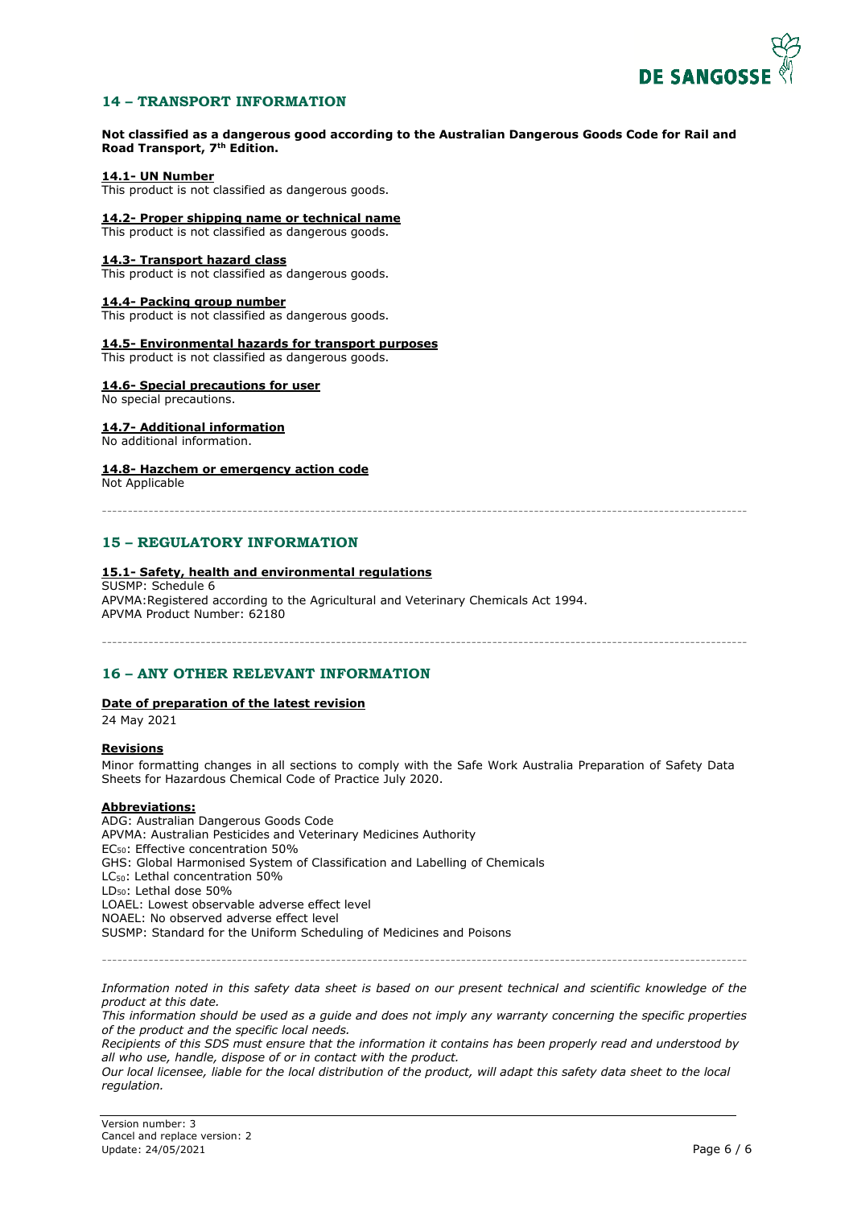## 14 – TRANSPORT INFORMATION

**Not classified as a dangerous good according to the Australian Dangerous Goods Code for Rail and Road Transport, 7th Edition.**

**14.1- UN Number**

This product is not classified as dangerous goods.

**14.2- Proper shipping name or technical name**

This product is not classified as dangerous goods.

**14.3- Transport hazard class**

This product is not classified as dangerous goods.

**14.4- Packing group number**

This product is not classified as dangerous goods.

**14.5- Environmental hazards for transport purposes**

This product is not classified as dangerous goods.

**14.6- Special precautions for user**

No special precautions.

**14.7- Additional information**

No additional information.

**14.8- Hazchem or emergency action code**

Not Applicable

---

## 15 – REGULATORY INFORMATION

**15.1- Safety, health and environmental regulations**

SUSMP: Schedule 6
APVMA:Registered according to the Agricultural and Veterinary Chemicals Act 1994.
APVMA Product Number: 62180

---

## 16 – ANY OTHER RELEVANT INFORMATION

**Date of preparation of the latest revision**

24 May 2021

**Revisions**

Minor formatting changes in all sections to comply with the Safe Work Australia Preparation of Safety Data Sheets for Hazardous Chemical Code of Practice July 2020.

**Abbreviations:**

ADG: Australian Dangerous Goods Code
APVMA: Australian Pesticides and Veterinary Medicines Authority
$EC_{50}$: Effective concentration 50%
GHS: Global Harmonised System of Classification and Labelling of Chemicals
$LC_{50}$: Lethal concentration 50%
$LD_{50}$: Lethal dose 50%
LOAEL: Lowest observable adverse effect level
NOAEL: No observed adverse effect level
SUSMP: Standard for the Uniform Scheduling of Medicines and Poisons

---

*Information noted in this safety data sheet is based on our present technical and scientific knowledge of the product at this date.*
*This information should be used as a guide and does not imply any warranty concerning the specific properties of the product and the specific local needs.*
*Recipients of this SDS must ensure that the information it contains has been properly read and understood by all who use, handle, dispose of or in contact with the product.*
*Our local licensee, liable for the local distribution of the product, will adapt this safety data sheet to the local regulation.*

Version number: 3
Cancel and replace version: 2
Update: 24/05/2021